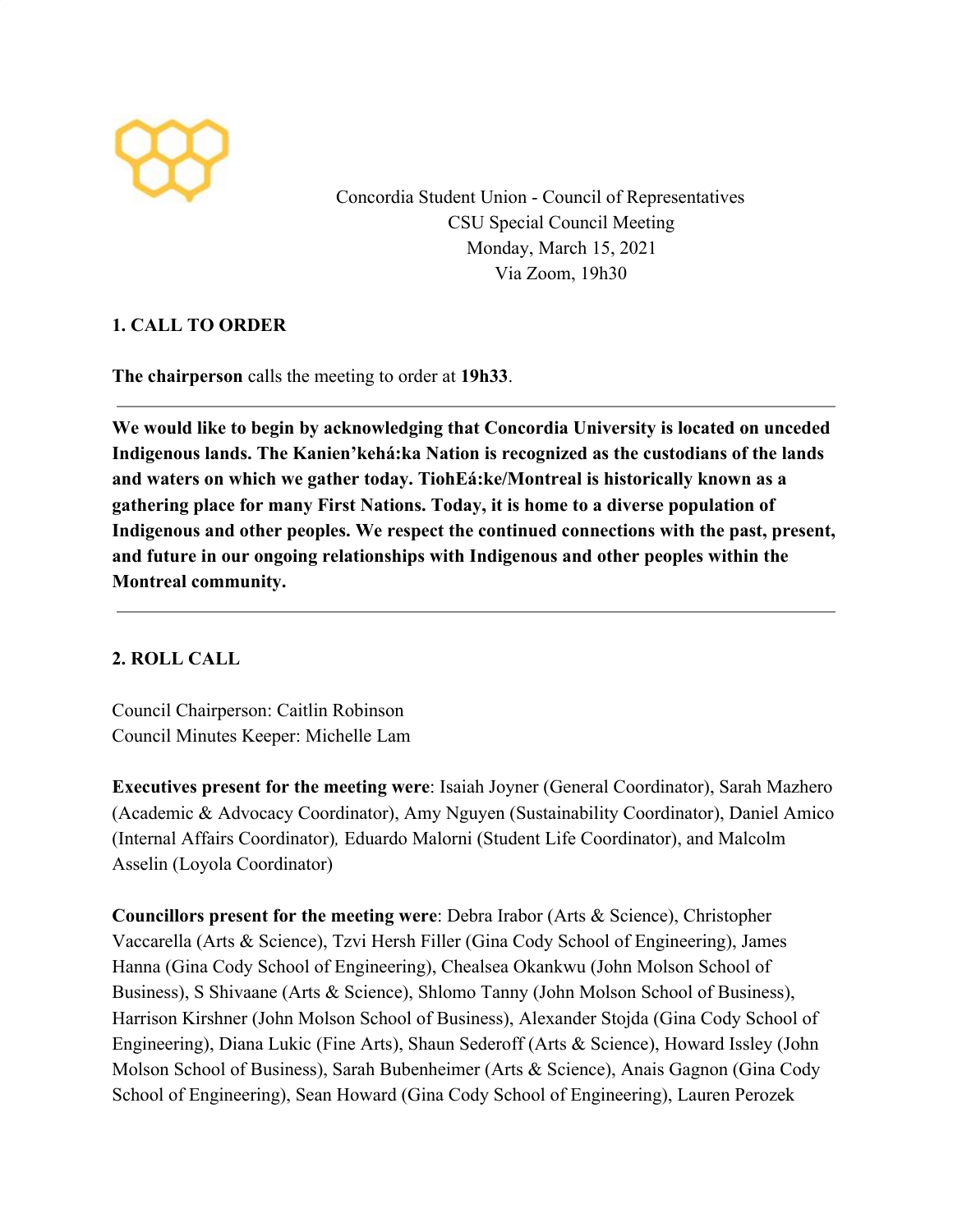Concordia Student Union - Council of Representatives
CSU Special Council Meeting
Monday, March 15, 2021
Via Zoom, 19h30

## 1. CALL TO ORDER

**The chairperson** calls the meeting to order at **19h33**.

---

**We would like to begin by acknowledging that Concordia University is located on unceded Indigenous lands. The Kanien'kehá:ka Nation is recognized as the custodians of the lands and waters on which we gather today. TiohEá:ke/Montreal is historically known as a gathering place for many First Nations. Today, it is home to a diverse population of Indigenous and other peoples. We respect the continued connections with the past, present, and future in our ongoing relationships with Indigenous and other peoples within the Montreal community.**

---

## 2. ROLL CALL

Council Chairperson: Caitlin Robinson
Council Minutes Keeper: Michelle Lam

**Executives present for the meeting were**: Isaiah Joyner (General Coordinator), Sarah Mazhero (Academic & Advocacy Coordinator), Amy Nguyen (Sustainability Coordinator), Daniel Amico (Internal Affairs Coordinator), Eduardo Malorni (Student Life Coordinator), and Malcolm Asselin (Loyola Coordinator)

**Councillors present for the meeting were**: Debra Irabor (Arts & Science), Christopher Vaccarella (Arts & Science), Tzvi Hersh Filler (Gina Cody School of Engineering), James Hanna (Gina Cody School of Engineering), Chealsea Okankwu (John Molson School of Business), S Shivaane (Arts & Science), Shlomo Tanny (John Molson School of Business), Harrison Kirshner (John Molson School of Business), Alexander Stojda (Gina Cody School of Engineering), Diana Lukic (Fine Arts), Shaun Sederoff (Arts & Science), Howard Issley (John Molson School of Business), Sarah Bubenheimer (Arts & Science), Anais Gagnon (Gina Cody School of Engineering), Sean Howard (Gina Cody School of Engineering), Lauren Perozek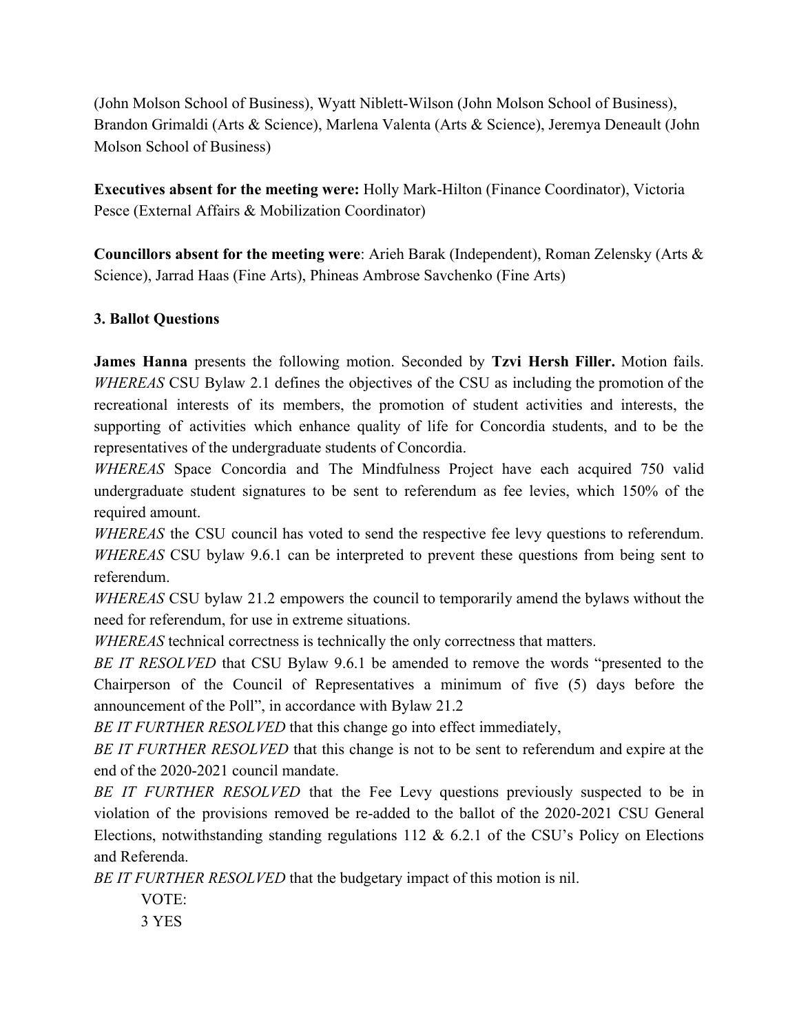(John Molson School of Business), Wyatt Niblett-Wilson (John Molson School of Business), Brandon Grimaldi (Arts & Science), Marlena Valenta (Arts & Science), Jeremya Deneault (John Molson School of Business)

**Executives absent for the meeting were:** Holly Mark-Hilton (Finance Coordinator), Victoria Pesce (External Affairs & Mobilization Coordinator)

**Councillors absent for the meeting were**: Arieh Barak (Independent), Roman Zelensky (Arts & Science), Jarrad Haas (Fine Arts), Phineas Ambrose Savchenko (Fine Arts)

### 3. Ballot Questions

**James Hanna** presents the following motion. Seconded by **Tzvi Hersh Filler.** Motion fails.

*WHEREAS* CSU Bylaw 2.1 defines the objectives of the CSU as including the promotion of the recreational interests of its members, the promotion of student activities and interests, the supporting of activities which enhance quality of life for Concordia students, and to be the representatives of the undergraduate students of Concordia.

*WHEREAS* Space Concordia and The Mindfulness Project have each acquired 750 valid undergraduate student signatures to be sent to referendum as fee levies, which 150% of the required amount.

*WHEREAS* the CSU council has voted to send the respective fee levy questions to referendum.

*WHEREAS* CSU bylaw 9.6.1 can be interpreted to prevent these questions from being sent to referendum.

*WHEREAS* CSU bylaw 21.2 empowers the council to temporarily amend the bylaws without the need for referendum, for use in extreme situations.

*WHEREAS* technical correctness is technically the only correctness that matters.

*BE IT RESOLVED* that CSU Bylaw 9.6.1 be amended to remove the words "presented to the Chairperson of the Council of Representatives a minimum of five (5) days before the announcement of the Poll", in accordance with Bylaw 21.2

*BE IT FURTHER RESOLVED* that this change go into effect immediately,

*BE IT FURTHER RESOLVED* that this change is not to be sent to referendum and expire at the end of the 2020-2021 council mandate.

*BE IT FURTHER RESOLVED* that the Fee Levy questions previously suspected to be in violation of the provisions removed be re-added to the ballot of the 2020-2021 CSU General Elections, notwithstanding standing regulations 112 & 6.2.1 of the CSU's Policy on Elections and Referenda.

*BE IT FURTHER RESOLVED* that the budgetary impact of this motion is nil.

VOTE:

3 YES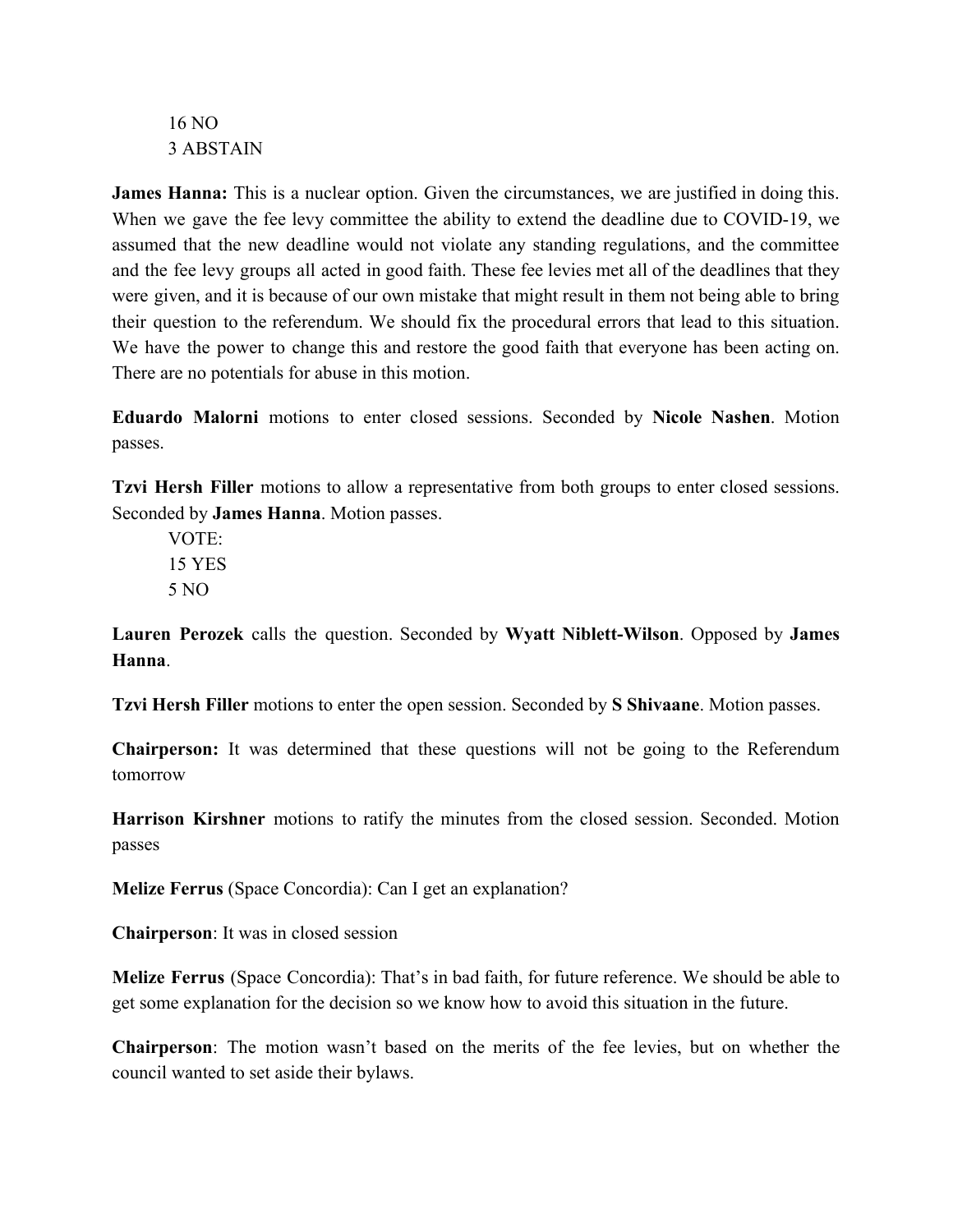16 NO  
3 ABSTAIN

**James Hanna:** This is a nuclear option. Given the circumstances, we are justified in doing this. When we gave the fee levy committee the ability to extend the deadline due to COVID-19, we assumed that the new deadline would not violate any standing regulations, and the committee and the fee levy groups all acted in good faith. These fee levies met all of the deadlines that they were given, and it is because of our own mistake that might result in them not being able to bring their question to the referendum. We should fix the procedural errors that lead to this situation. We have the power to change this and restore the good faith that everyone has been acting on. There are no potentials for abuse in this motion.

**Eduardo Malorni** motions to enter closed sessions. Seconded by **Nicole Nashen**. Motion passes.

**Tzvi Hersh Filler** motions to allow a representative from both groups to enter closed sessions. Seconded by **James Hanna**. Motion passes.

VOTE:  
15 YES  
5 NO

**Lauren Perozek** calls the question. Seconded by **Wyatt Niblett-Wilson**. Opposed by **James Hanna**.

**Tzvi Hersh Filler** motions to enter the open session. Seconded by **S Shivaane**. Motion passes.

**Chairperson:** It was determined that these questions will not be going to the Referendum tomorrow

**Harrison Kirshner** motions to ratify the minutes from the closed session. Seconded. Motion passes

**Melize Ferrus** (Space Concordia): Can I get an explanation?

**Chairperson**: It was in closed session

**Melize Ferrus** (Space Concordia): That's in bad faith, for future reference. We should be able to get some explanation for the decision so we know how to avoid this situation in the future.

**Chairperson**: The motion wasn't based on the merits of the fee levies, but on whether the council wanted to set aside their bylaws.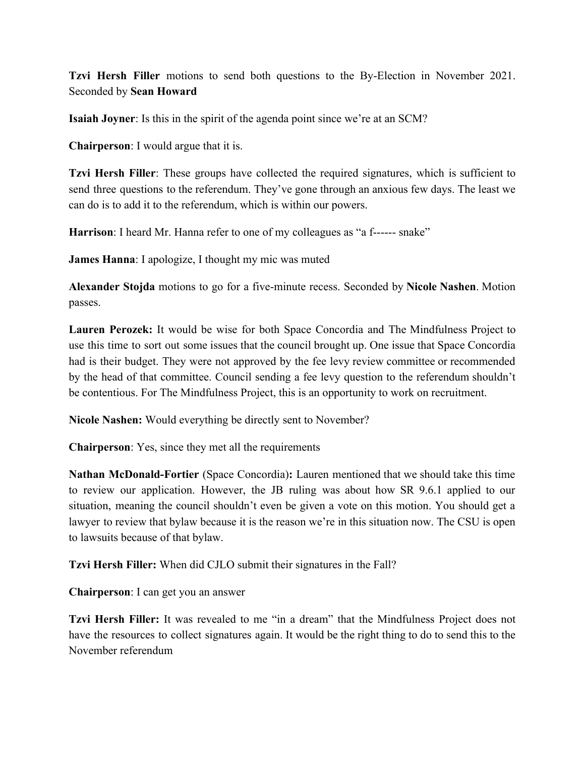**Tzvi Hersh Filler** motions to send both questions to the By-Election in November 2021. Seconded by **Sean Howard**

**Isaiah Joyner**: Is this in the spirit of the agenda point since we're at an SCM?

**Chairperson**: I would argue that it is.

**Tzvi Hersh Filler**: These groups have collected the required signatures, which is sufficient to send three questions to the referendum. They've gone through an anxious few days. The least we can do is to add it to the referendum, which is within our powers.

**Harrison**: I heard Mr. Hanna refer to one of my colleagues as "a f------ snake"

**James Hanna**: I apologize, I thought my mic was muted

**Alexander Stojda** motions to go for a five-minute recess. Seconded by **Nicole Nashen**. Motion passes.

**Lauren Perozek:** It would be wise for both Space Concordia and The Mindfulness Project to use this time to sort out some issues that the council brought up. One issue that Space Concordia had is their budget. They were not approved by the fee levy review committee or recommended by the head of that committee. Council sending a fee levy question to the referendum shouldn't be contentious. For The Mindfulness Project, this is an opportunity to work on recruitment.

**Nicole Nashen:** Would everything be directly sent to November?

**Chairperson**: Yes, since they met all the requirements

**Nathan McDonald-Fortier** (Space Concordia)**:** Lauren mentioned that we should take this time to review our application. However, the JB ruling was about how SR 9.6.1 applied to our situation, meaning the council shouldn't even be given a vote on this motion. You should get a lawyer to review that bylaw because it is the reason we're in this situation now. The CSU is open to lawsuits because of that bylaw.

**Tzvi Hersh Filler:** When did CJLO submit their signatures in the Fall?

**Chairperson**: I can get you an answer

**Tzvi Hersh Filler:** It was revealed to me "in a dream" that the Mindfulness Project does not have the resources to collect signatures again. It would be the right thing to do to send this to the November referendum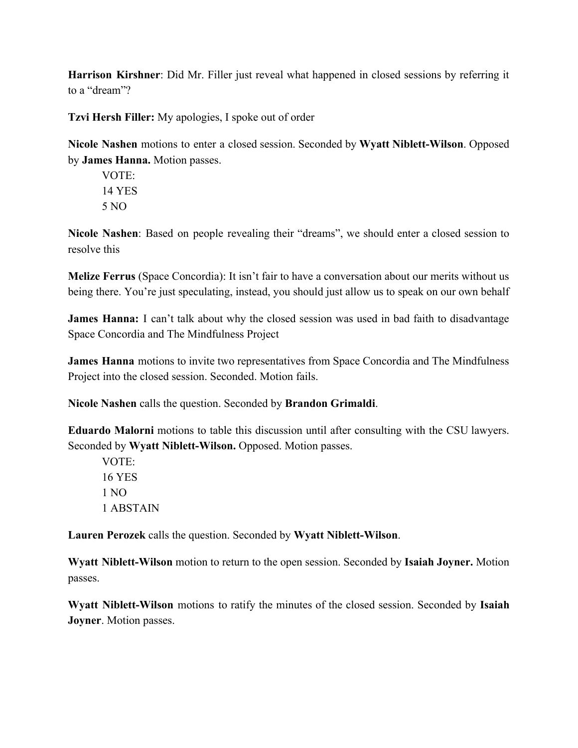**Harrison Kirshner**: Did Mr. Filler just reveal what happened in closed sessions by referring it to a "dream"?

**Tzvi Hersh Filler:** My apologies, I spoke out of order

**Nicole Nashen** motions to enter a closed session. Seconded by **Wyatt Niblett-Wilson**. Opposed by **James Hanna.** Motion passes.

VOTE:
14 YES
5 NO

**Nicole Nashen**: Based on people revealing their "dreams", we should enter a closed session to resolve this

**Melize Ferrus** (Space Concordia): It isn't fair to have a conversation about our merits without us being there. You're just speculating, instead, you should just allow us to speak on our own behalf

**James Hanna:** I can't talk about why the closed session was used in bad faith to disadvantage Space Concordia and The Mindfulness Project

**James Hanna** motions to invite two representatives from Space Concordia and The Mindfulness Project into the closed session. Seconded. Motion fails.

**Nicole Nashen** calls the question. Seconded by **Brandon Grimaldi**.

**Eduardo Malorni** motions to table this discussion until after consulting with the CSU lawyers. Seconded by **Wyatt Niblett-Wilson.** Opposed. Motion passes.

VOTE:
16 YES
1 NO
1 ABSTAIN

**Lauren Perozek** calls the question. Seconded by **Wyatt Niblett-Wilson**.

**Wyatt Niblett-Wilson** motion to return to the open session. Seconded by **Isaiah Joyner.** Motion passes.

**Wyatt Niblett-Wilson** motions to ratify the minutes of the closed session. Seconded by **Isaiah Joyner**. Motion passes.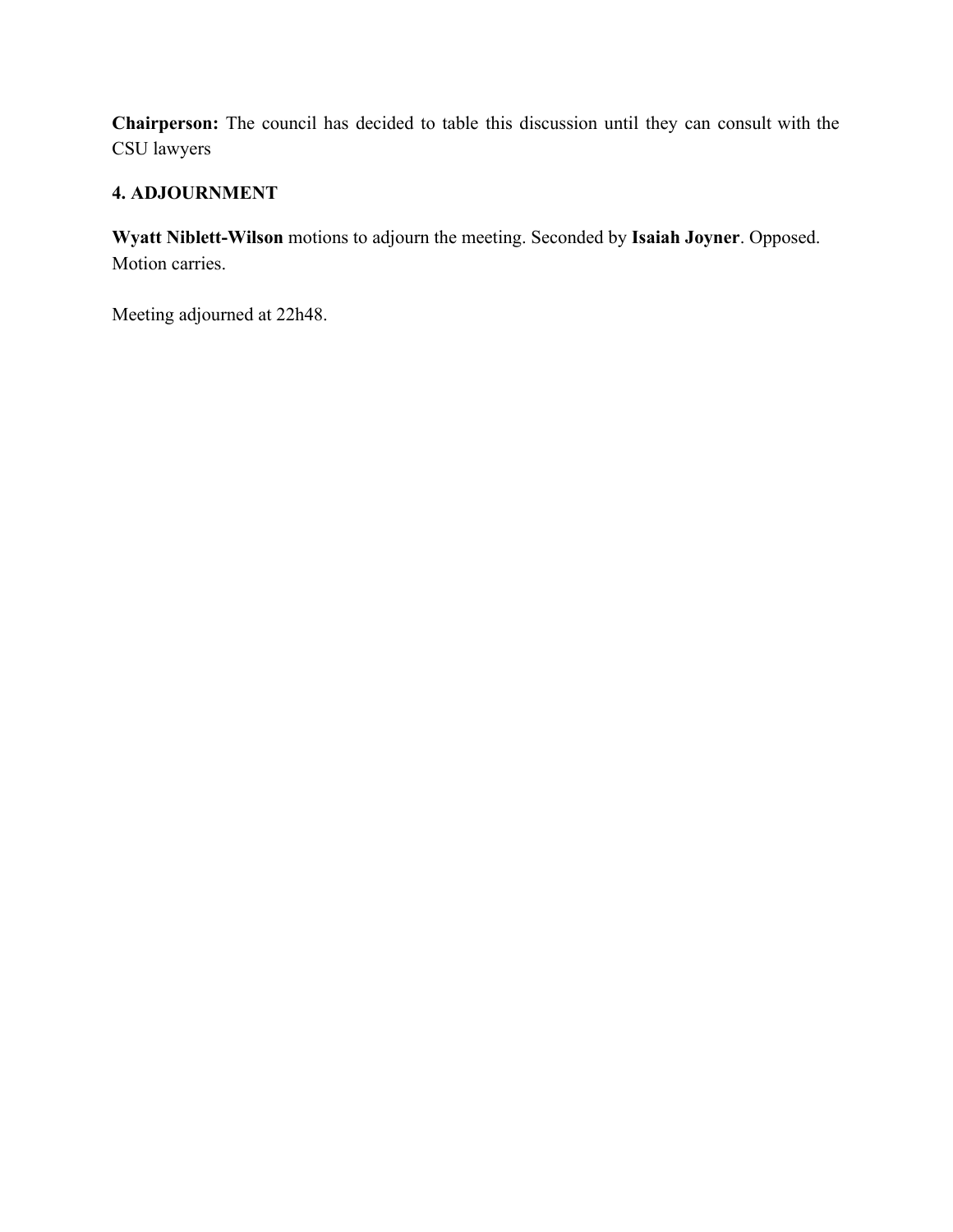**Chairperson:** The council has decided to table this discussion until they can consult with the CSU lawyers

## 4. ADJOURNMENT

**Wyatt Niblett-Wilson** motions to adjourn the meeting. Seconded by **Isaiah Joyner**. Opposed. Motion carries.

Meeting adjourned at 22h48.